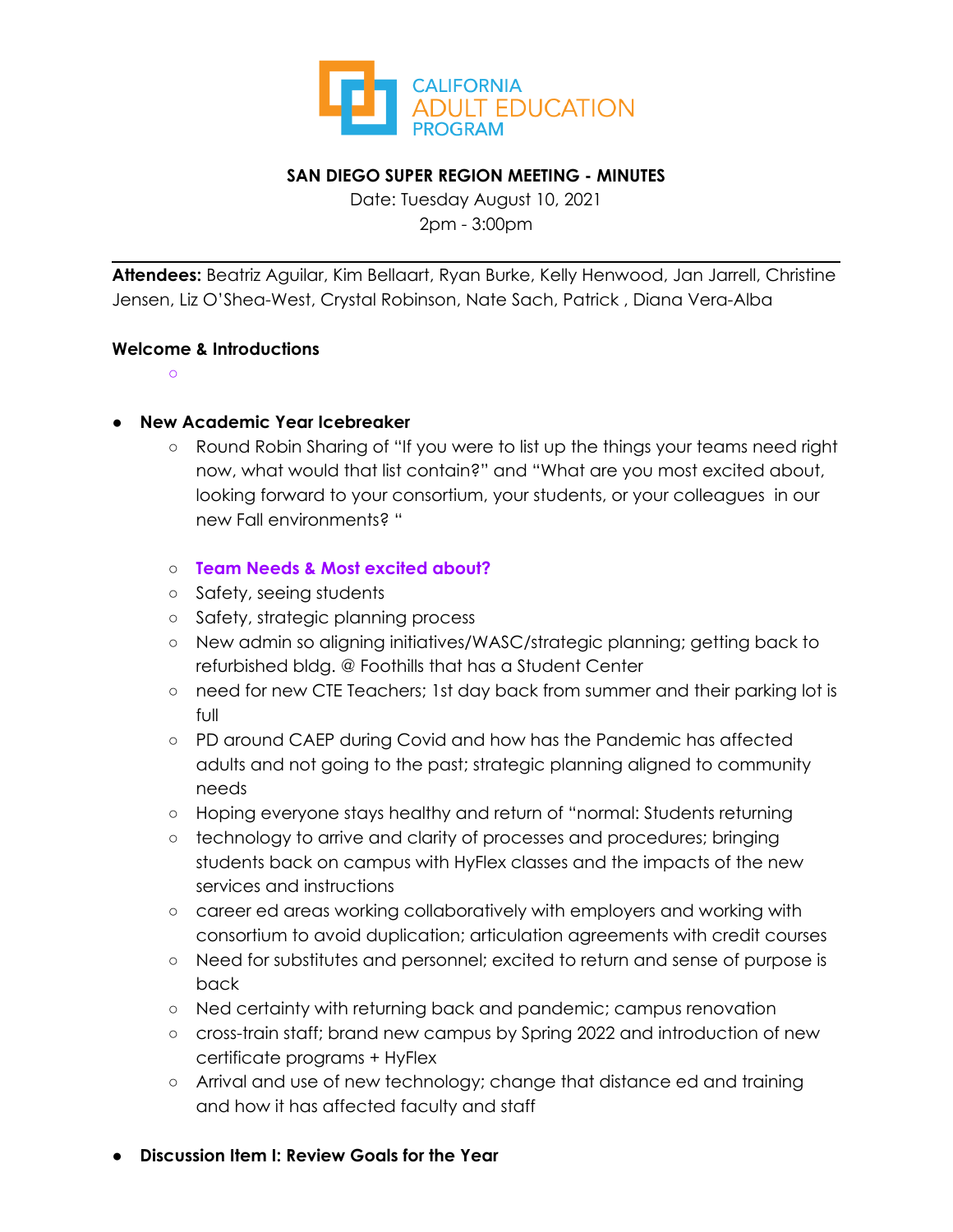CALIFORNIA ADULT EDUCATION PROGRAM

**SAN DIEGO SUPER REGION MEETING - MINUTES**

Date: Tuesday August 10, 2021

2pm - 3:00pm

---

**Attendees:** Beatriz Aguilar, Kim Bellaart, Ryan Burke, Kelly Henwood, Jan Jarrell, Christine Jensen, Liz O'Shea-West, Crystal Robinson, Nate Sach, Patrick , Diana Vera-Alba

**Welcome & Introductions**

- **New Academic Year Icebreaker**
  - Round Robin Sharing of "If you were to list up the things your teams need right now, what would that list contain?" and "What are you most excited about, looking forward to your consortium, your students, or your colleagues in our new Fall environments? "
  - **Team Needs & Most excited about?**
  - Safety, seeing students
  - Safety, strategic planning process
  - New admin so aligning initiatives/WASC/strategic planning; getting back to refurbished bldg. @ Foothills that has a Student Center
  - need for new CTE Teachers; 1st day back from summer and their parking lot is full
  - PD around CAEP during Covid and how has the Pandemic has affected adults and not going to the past; strategic planning aligned to community needs
  - Hoping everyone stays healthy and return of "normal: Students returning
  - technology to arrive and clarity of processes and procedures; bringing students back on campus with HyFlex classes and the impacts of the new services and instructions
  - career ed areas working collaboratively with employers and working with consortium to avoid duplication; articulation agreements with credit courses
  - Need for substitutes and personnel; excited to return and sense of purpose is back
  - Ned certainty with returning back and pandemic; campus renovation
  - cross-train staff; brand new campus by Spring 2022 and introduction of new certificate programs + HyFlex
  - Arrival and use of new technology; change that distance ed and training and how it has affected faculty and staff
- **Discussion Item I: Review Goals for the Year**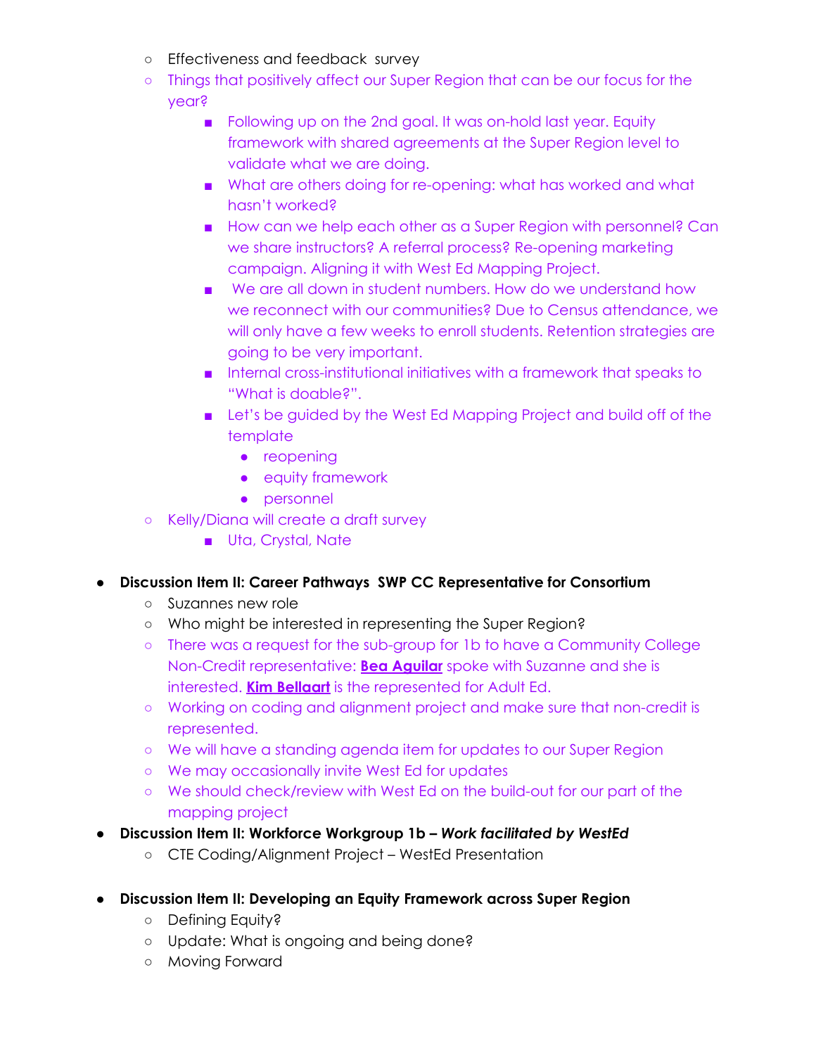- Effectiveness and feedback  survey
- Things that positively affect our Super Region that can be our focus for the year?
  - Following up on the 2nd goal. It was on-hold last year. Equity framework with shared agreements at the Super Region level to validate what we are doing.
  - What are others doing for re-opening: what has worked and what hasn't worked?
  - How can we help each other as a Super Region with personnel? Can we share instructors? A referral process? Re-opening marketing campaign. Aligning it with West Ed Mapping Project.
  - We are all down in student numbers. How do we understand how we reconnect with our communities? Due to Census attendance, we will only have a few weeks to enroll students. Retention strategies are going to be very important.
  - Internal cross-institutional initiatives with a framework that speaks to "What is doable?".
  - Let's be guided by the West Ed Mapping Project and build off of the template
    - reopening
    - equity framework
    - personnel
- Kelly/Diana will create a draft survey
  - Uta, Crystal, Nate

- **Discussion Item II: Career Pathways  SWP CC Representative for Consortium**
  - Suzannes new role
  - Who might be interested in representing the Super Region?
  - There was a request for the sub-group for 1b to have a Community College Non-Credit representative: **Bea Aguilar** spoke with Suzanne and she is interested. **Kim Bellaart** is the represented for Adult Ed.
  - Working on coding and alignment project and make sure that non-credit is represented.
  - We will have a standing agenda item for updates to our Super Region
  - We may occasionally invite West Ed for updates
  - We should check/review with West Ed on the build-out for our part of the mapping project
- **Discussion Item II: Workforce Workgroup 1b – *Work facilitated by WestEd***
  - CTE Coding/Alignment Project – WestEd Presentation

- **Discussion Item II: Developing an Equity Framework across Super Region**
  - Defining Equity?
  - Update: What is ongoing and being done?
  - Moving Forward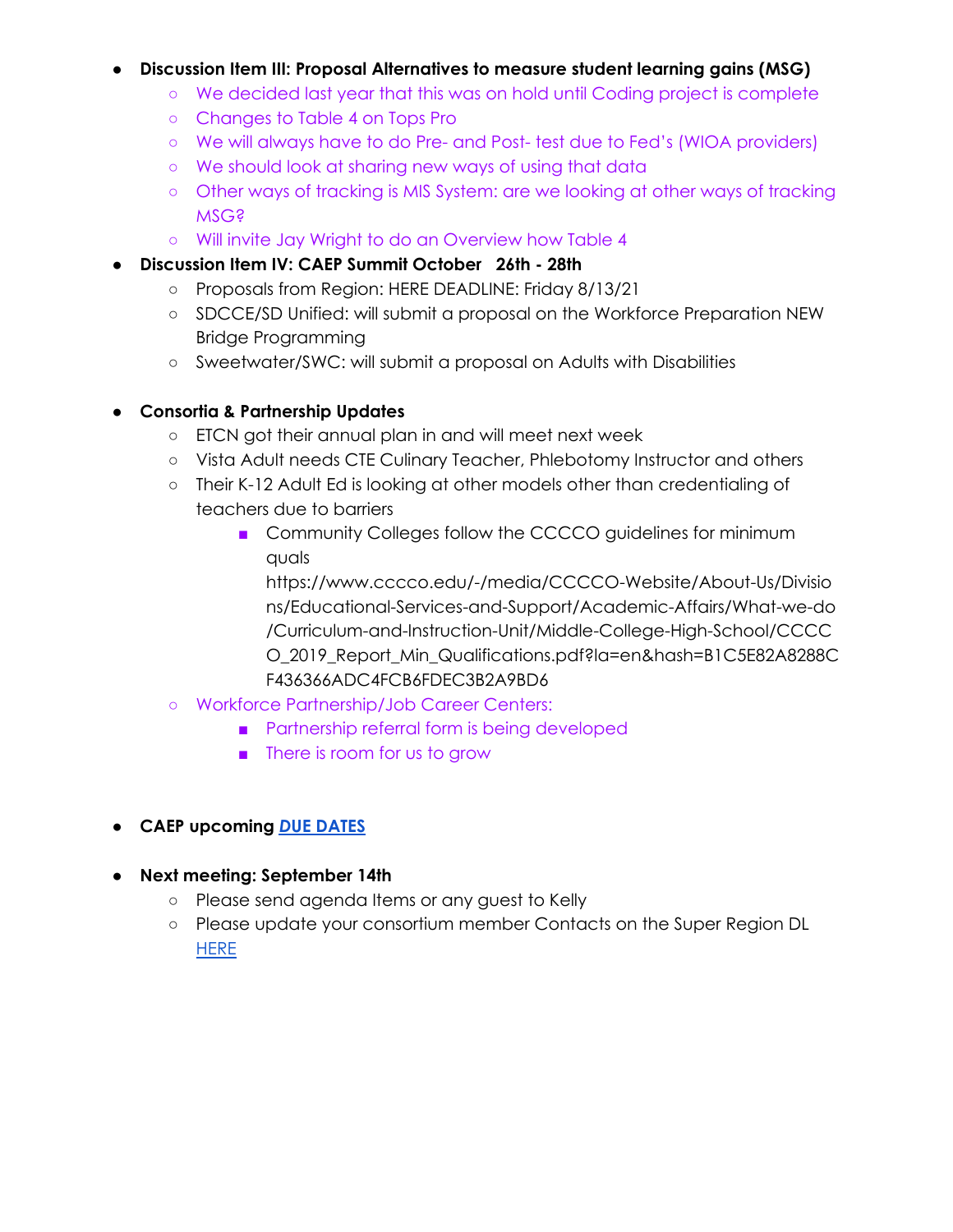- **Discussion Item III: Proposal Alternatives to measure student learning gains (MSG)**
  - We decided last year that this was on hold until Coding project is complete
  - Changes to Table 4 on Tops Pro
  - We will always have to do Pre- and Post- test due to Fed's (WIOA providers)
  - We should look at sharing new ways of using that data
  - Other ways of tracking is MIS System: are we looking at other ways of tracking MSG?
  - Will invite Jay Wright to do an Overview how Table 4
- **Discussion Item IV: CAEP Summit October 26th - 28th**
  - Proposals from Region: HERE DEADLINE: Friday 8/13/21
  - SDCCE/SD Unified: will submit a proposal on the Workforce Preparation NEW Bridge Programming
  - Sweetwater/SWC: will submit a proposal on Adults with Disabilities

- **Consortia & Partnership Updates**
  - ETCN got their annual plan in and will meet next week
  - Vista Adult needs CTE Culinary Teacher, Phlebotomy Instructor and others
  - Their K-12 Adult Ed is looking at other models other than credentialing of teachers due to barriers
    - Community Colleges follow the CCCCO guidelines for minimum quals https://www.cccco.edu/-/media/CCCCO-Website/About-Us/Divisions/Educational-Services-and-Support/Academic-Affairs/What-we-do/Curriculum-and-Instruction-Unit/Middle-College-High-School/CCCCO_2019_Report_Min_Qualifications.pdf?la=en&hash=B1C5E82A8288CF436366ADC4FCB6FDEC3B2A9BD6
  - Workforce Partnership/Job Career Centers:
    - Partnership referral form is being developed
    - There is room for us to grow

- **CAEP upcoming *DUE DATES***

- **Next meeting: September 14th**
  - Please send agenda Items or any guest to Kelly
  - Please update your consortium member Contacts on the Super Region DL HERE